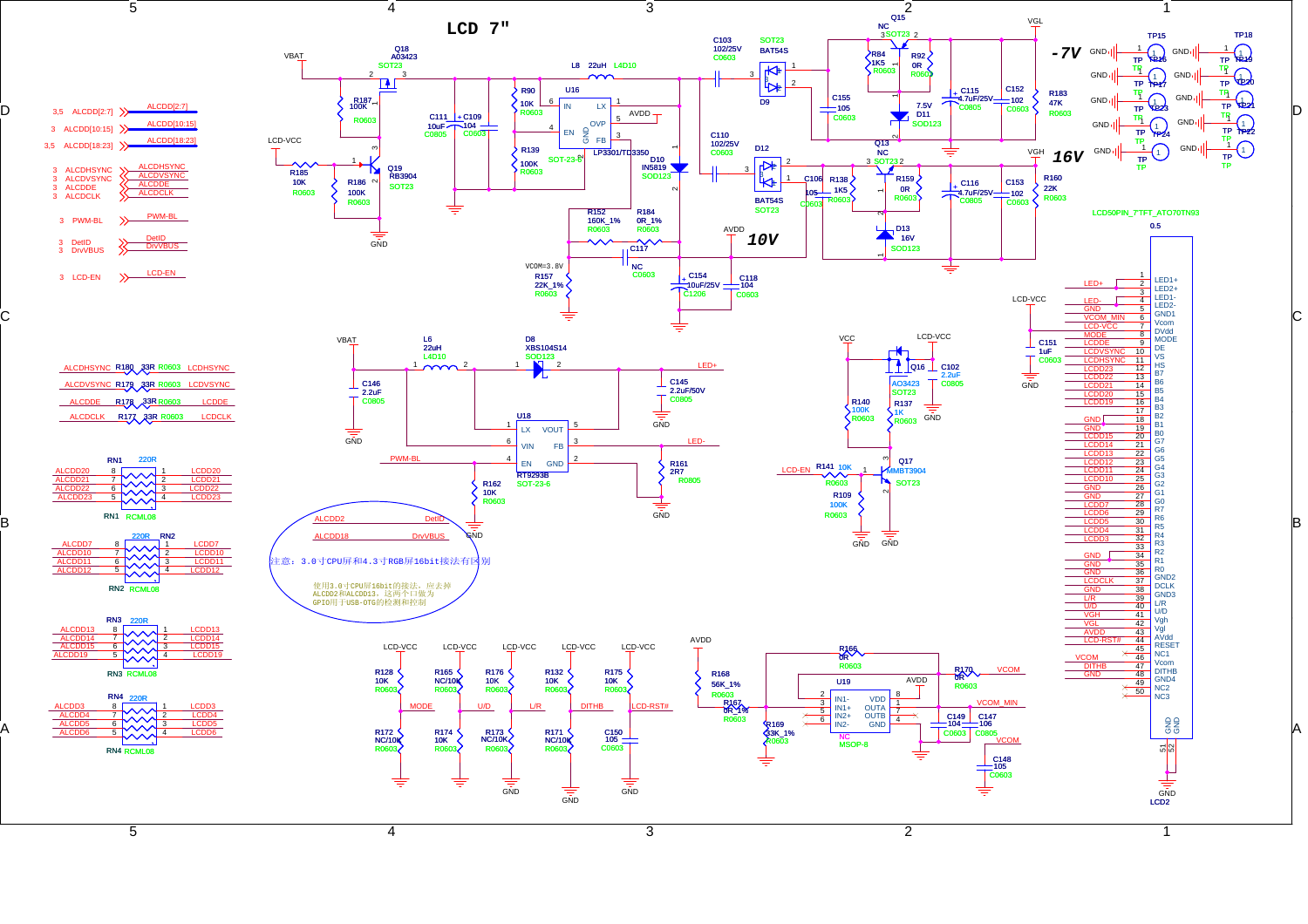# LCD 7"

-7V

16V

10V

注意：3.0寸CPU屏和4.3寸RGB屏16bit接法有区别

使用3.0寸CPU屏16bit的接法，应去掉ALCDD2和ALCDD13，这两个口做为GPIO用于USB-OTG的检测和控制

LCD50PIN_7"TFT_AT070TN93

VCOM=3.8V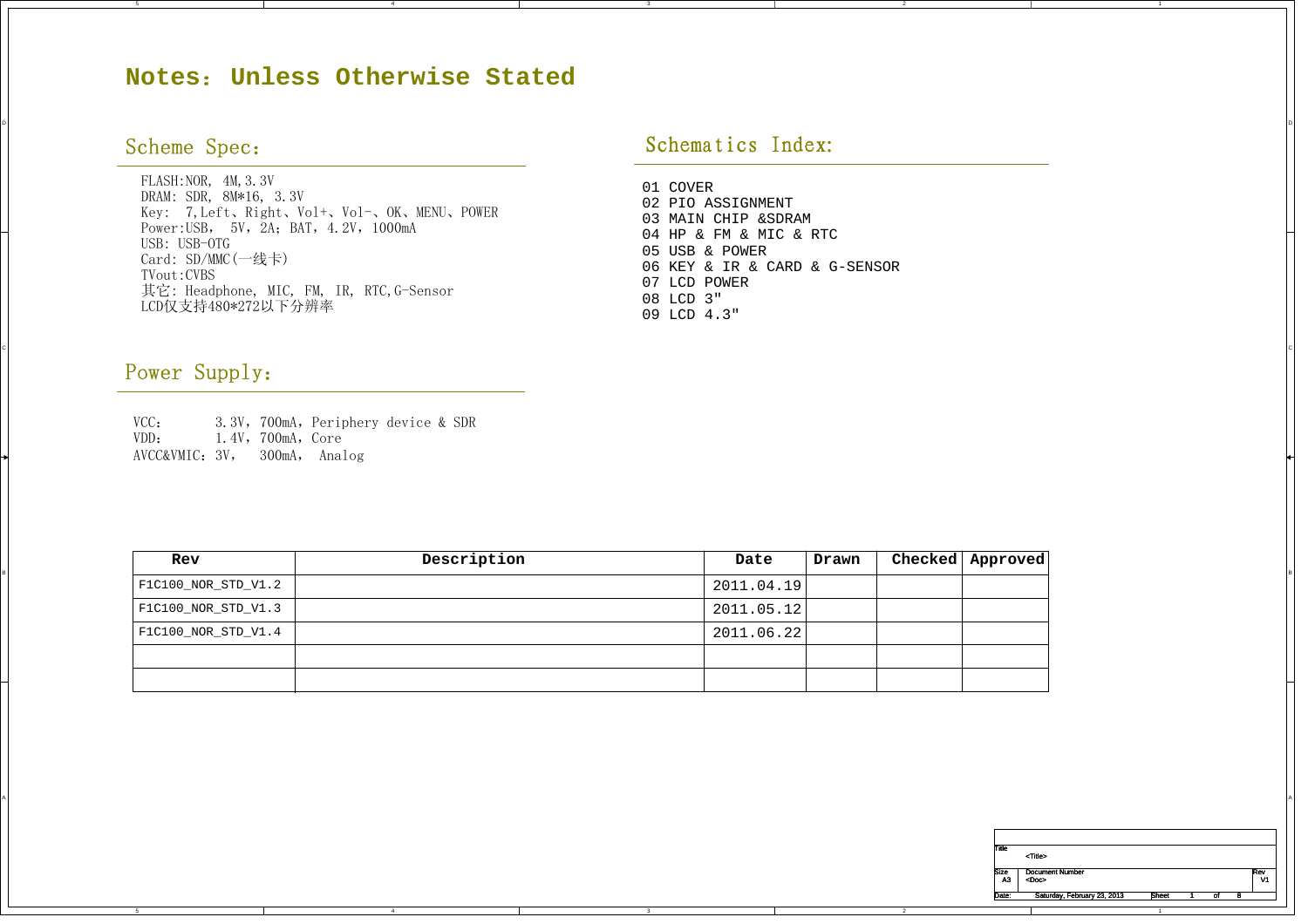# Notes：Unless Otherwise Stated

## Scheme Spec：

FLASH:NOR, 4M,3.3V
DRAM: SDR, 8M*16, 3.3V
Key: 7,Left、Right、Vol+、Vol-、OK、MENU、POWER
Power:USB, 5V，2A；BAT，4.2V，1000mA
USB: USB-OTG
Card: SD/MMC(一线卡)
TVout:CVBS
其它: Headphone, MIC, FM, IR, RTC,G-Sensor
LCD仅支持480*272以下分辨率

## Schematics Index:

01 COVER
02 PIO ASSIGNMENT
03 MAIN CHIP &SDRAM
04 HP & FM & MIC & RTC
05 USB & POWER
06 KEY & IR & CARD & G-SENSOR
07 LCD POWER
08 LCD 3"
09 LCD 4.3"

## Power Supply：

VCC： 3.3V，700mA，Periphery device & SDR
VDD： 1.4V，700mA，Core
AVCC&VMIC：3V， 300mA， Analog

| Rev | Description | Date | Drawn | Checked | Approved |
|---|---|---|---|---|---|
| F1C100_NOR_STD_V1.2 | | 2011.04.19 | | | |
| F1C100_NOR_STD_V1.3 | | 2011.05.12 | | | |
| F1C100_NOR_STD_V1.4 | | 2011.06.22 | | | |
| | | | | | |
| | | | | | |

Title: <Title>
Size: A3 | Document Number: <Doc> | Rev: V1
Date: Saturday, February 23, 2013 | Sheet 1 of 8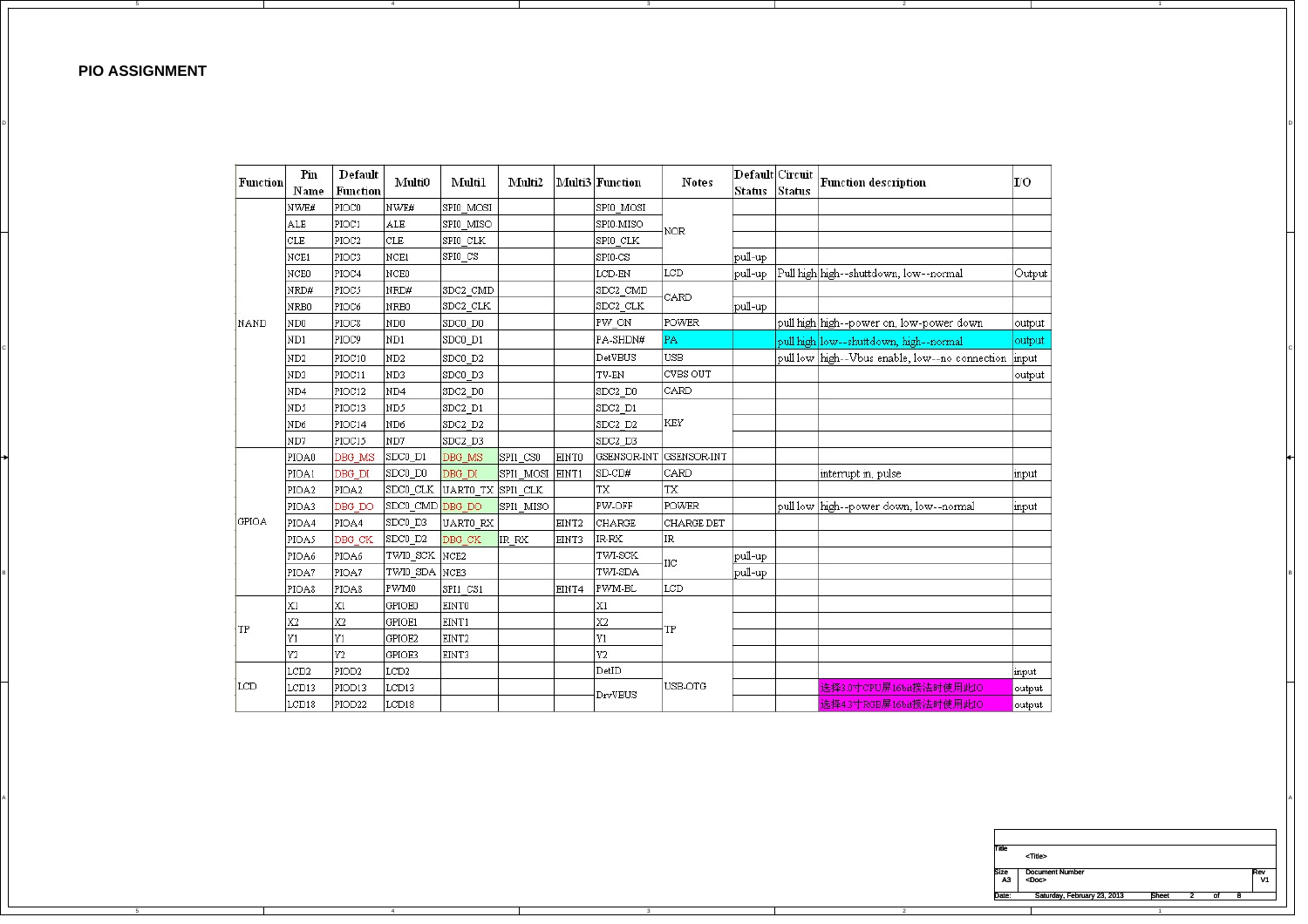## PIO ASSIGNMENT

| Function | Pin Name | Default Function | Multi0 | Multi1 | Multi2 | Multi3 | Function | Notes | Default Status | Circuit Status | Function description | I/O |
|---|---|---|---|---|---|---|---|---|---|---|---|---|
| NAND | NWE# | PIOC0 | NWE# | SPI0_MOSI | | | SPI0_MOSI | NOR | | | | |
| | ALE | PIOC1 | ALE | SPI0_MISO | | | SPI0-MISO | | | | | |
| | CLE | PIOC2 | CLE | SPI0_CLK | | | SPI0_CLK | | | | | |
| | NCE1 | PIOC3 | NCE1 | SPI0_CS | | | SPI0-CS | | pull-up | | | |
| | NCE0 | PIOC4 | NCE0 | | | | LCD-EN | LCD | pull-up | Pull high | high--shuttdown, low--normal | Output |
| | NRD# | PIOC5 | NRD# | SDC2_CMD | | | SDC2_CMD | CARD | | | | |
| | NRB0 | PIOC6 | NRB0 | SDC2_CLK | | | SDC2_CLK | | pull-up | | | |
| | ND0 | PIOC8 | ND0 | SDC0_D0 | | | PW_ON | POWER | | pull high | high--power on, low-power down | output |
| | ND1 | PIOC9 | ND1 | SDC0_D1 | | | PA-SHDN# | PA | | pull high | low--shuttdown, high--normal | output |
| | ND2 | PIOC10 | ND2 | SDC0_D2 | | | DetVBUS | USB | | pull low | high--Vbus enable, low--no connection | input |
| | ND3 | PIOC11 | ND3 | SDC0_D3 | | | TV-EN | CVBS OUT | | | | output |
| | ND4 | PIOC12 | ND4 | SDC2_D0 | | | SDC2_D0 | CARD | | | | |
| | ND5 | PIOC13 | ND5 | SDC2_D1 | | | SDC2_D1 | KEY | | | | |
| | ND6 | PIOC14 | ND6 | SDC2_D2 | | | SDC2_D2 | | | | | |
| | ND7 | PIOC15 | ND7 | SDC2_D3 | | | SDC2_D3 | | | | | |
| GPIOA | PIOA0 | DBG_MS | SDC0_D1 | DBG_MS | SPI1_CS0 | EINT0 | GSENSOR-INT | GSENSOR-INT | | | | |
| | PIOA1 | DBG_DI | SDC0_D0 | DBG_DI | SPI1_MOSI | EINT1 | SD-CD# | CARD | | | interrupt in, pulse | input |
| | PIOA2 | PIOA2 | SDC0_CLK | UART0_TX | SPI1_CLK | | TX | TX | | | | |
| | PIOA3 | DBG_DO | SDC0_CMD | DBG_DO | SPI1_MISO | | PW-OFF | POWER | | pull low | high--power down, low--normal | input |
| | PIOA4 | PIOA4 | SDC0_D3 | UART0_RX | | EINT2 | CHARGE | CHARGE DET | | | | |
| | PIOA5 | DBG_CK | SDC0_D2 | DBG_CK | IR_RX | EINT3 | IR-RX | IR | | | | |
| | PIOA6 | PIOA6 | TWI0_SCK | NCE2 | | | TWI-SCK | IIC | pull-up | | | |
| | PIOA7 | PIOA7 | TWI0_SDA | NCE3 | | | TWI-SDA | | pull-up | | | |
| | PIOA8 | PIOA8 | PWM0 | SPI1_CS1 | | EINT4 | PWM-BL | LCD | | | | |
| TP | X1 | X1 | GPIOE0 | EINT0 | | | X1 | TP | | | | |
| | X2 | X2 | GPIOE1 | EINT1 | | | X2 | | | | | |
| | Y1 | Y1 | GPIOE2 | EINT2 | | | Y1 | | | | | |
| | Y2 | Y2 | GPIOE3 | EINT3 | | | Y2 | | | | | |
| LCD | LCD2 | PIOD2 | LCD2 | | | | DetID | USB-OTG | | | | input |
| | LCD13 | PIOD13 | LCD13 | | | | DrvVBUS | | | | 选择3.0寸CPU屏16bit接法时使用此IO | output |
| | LCD18 | PIOD22 | LCD18 | | | | | | | | 选择4.3寸RGB屏16bit接法时使用此IO | output |

| Title | <Title> | | |
|---|---|---|---|
| Size A3 | Document Number <Doc> | | Rev V1 |
| Date: Saturday, February 23, 2013 | Sheet 2 of 8 | | |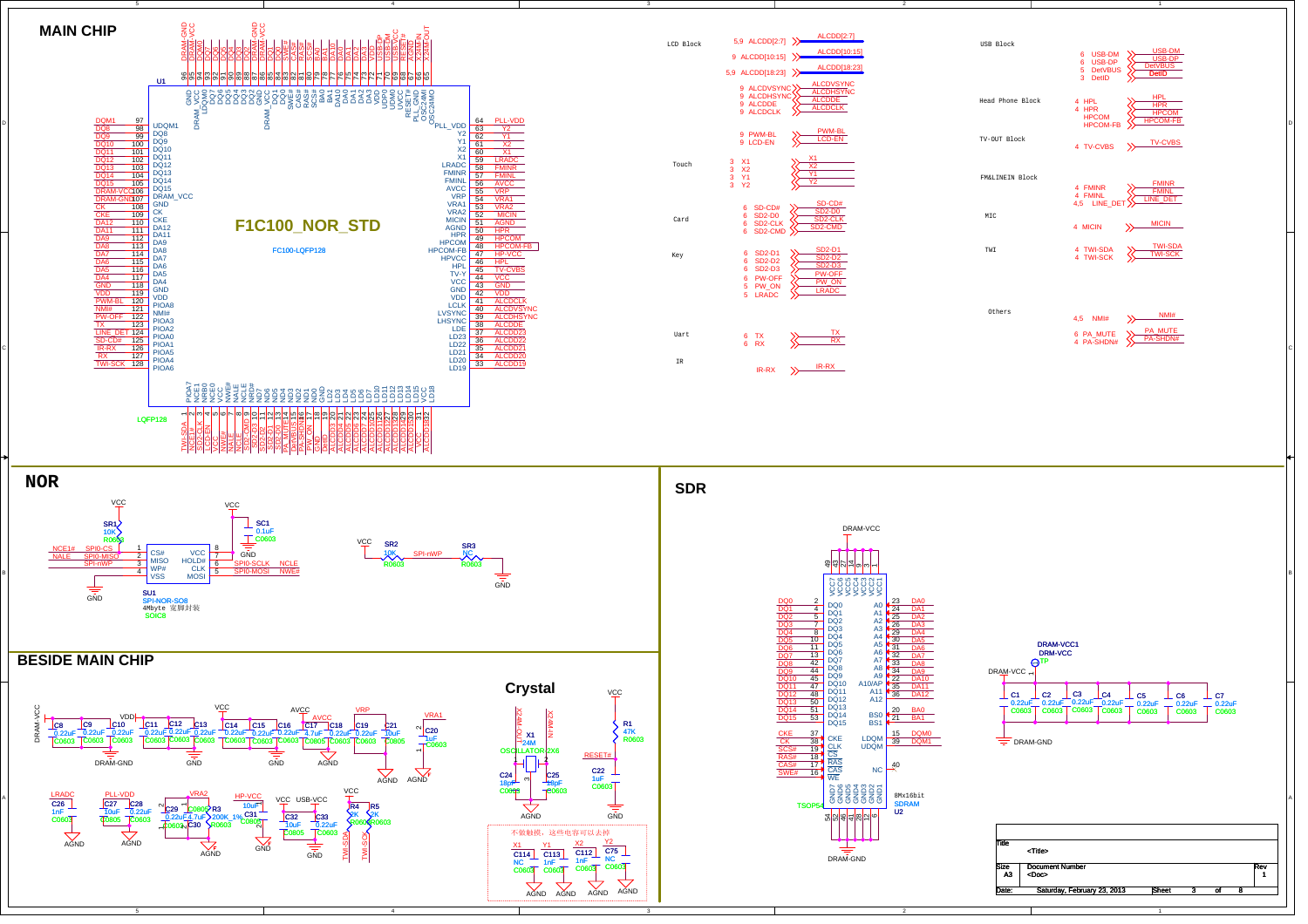# MAIN CHIP

U1

**F1C100_NOR_STD**

FC100-LQFP128

LQFP128

| Pin | Net | Pin name |
|---|---|---|
| 97 | DQM1 | UDQM1 |
| 98 | DQ8 | DQ8 |
| 99 | DQ9 | DQ9 |
| 100 | DQ10 | DQ10 |
| 101 | DQ11 | DQ11 |
| 102 | DQ12 | DQ12 |
| 103 | DQ13 | DQ13 |
| 104 | DQ14 | DQ14 |
| 105 | DQ15 | DQ15 |
| 106 | DRAM-VCC | DRAM_VCC |
| 107 | DRAM-GND | GND |
| 108 | CK | CK |
| 109 | CKE | CKE |
| 110 | DA12 | DA12 |
| 111 | DA11 | DA11 |
| 112 | DA9 | DA9 |
| 113 | DA8 | DA8 |
| 114 | DA7 | DA7 |
| 115 | DA6 | DA6 |
| 116 | DA5 | DA5 |
| 117 | DA4 | DA4 |
| 118 | GND | GND |
| 119 | VDD | VDD |
| 120 | PWM-BL | PIOA8 |
| 121 | NMI# | NMI# |
| 122 | PW-OFF | PIOA3 |
| 123 | TX | PIOA2 |
| 124 | LINE_DET | PIOA0 |
| 125 | SD-CD# | PIOA1 |
| 126 | IR-RX | PIOA5 |
| 127 | RX | PIOA4 |
| 128 | TWI-SCK | PIOA6 |

| Pin | Net | Pin name |
|---|---|---|
| 64 | PLL-VDD | PLL_VDD |
| 63 | Y2 | Y2 |
| 62 | Y1 | Y1 |
| 61 | X2 | X2 |
| 60 | X1 | X1 |
| 59 | LRADC | LRADC |
| 58 | FMINR | FMINR |
| 57 | FMINL | FMINL |
| 56 | AVCC | AVCC |
| 55 | VRP | VRP |
| 54 | VRA1 | VRA1 |
| 53 | VRA2 | VRA2 |
| 52 | MICIN | MICIN |
| 51 | AGND | AGND |
| 50 | HPR | HPR |
| 49 | HPCOM | HPCOM |
| 48 | HPCOM-FB | HPCOM-FB |
| 47 | HP-VCC | HPVCC |
| 46 | HPL | HPL |
| 45 | TV-CVBS | TV-Y |
| 44 | VCC | VCC |
| 43 | GND | GND |
| 42 | VDD | VDD |
| 41 | ALCDCLK | LCLK |
| 40 | ALCDVSYNC | LVSYNC |
| 39 | ALCDHSYNC | LHSYNC |
| 38 | ALCDDE | LDE |
| 37 | ALCDD23 | LD23 |
| 36 | ALCDD22 | LD22 |
| 35 | ALCDD21 | LD21 |
| 34 | ALCDD20 | LD20 |
| 33 | ALCDD19 | LD19 |

Top pins (96–65): DRAM-GND, DRAM-VCC, DQM0, DQ7, DQ6, DQ5, DQ4, DQ3, DQ2, DRAM-GND, DRAM-VCC, DQ1, DQ0, SWE#, CAS#, RAS#, SCS#, BA0, BA1, DA10, DA0, DA1, DA2, DA3, VDD, USB-DP, USB-DM, USBVCC, RESET#, AGND, X24M-IN, X24M-OUT (pin names: GND, DRAM_VCC, LDQM0, DQ7, DQ6, DQ5, DQ4, DQ3, DQ2, GND, DRAM_VCC, DQ1, DQ0, SWE#, CAS#, RAS#, SCS#, BA0, BA1, DA10, DA0, DA1, DA2, DA3, VDD, UDP0, UDM0, UVCC, RESET#, PLL_GND, OSC24MI, OSC24MO)

Bottom pins (1–32): TWI-SDA, NCE1#, SD2-CLK, LCD-EN, NCE0, NWE#, NALE, NCLE, SD2-CMD, SD2-D0, SD2-D1, SD2-D2, SD2-D3, PA_MUTE, PA-SHDN#, PW_ON, GND, VDD, ALCDD3…ALCDD18, VCC (pin names: PIOA7, NCE1, NRB1, NCE0, VCC, NWE#, NALE, NCLE, NRD#, ND7, ND6, ND5, ND4, ND3, ND2, ND1, ND0, GND, LD2, LD3, LD4, LD5, LD6, LD7, LD10, LD11, LD12, LD13, LD14, LD15, VCC, LD18)

**LCD Block:** 5,9 ALCDD[2:7] → ALCDD[2:7]; 9 ALCDD[10:15] → ALCDD[10:15]; 5,9 ALCDD[18:23] → ALCDD[18:23]; 9 ALCDVSYNC, 9 ALCDHSYNC, 9 ALCDDE, 9 ALCDCLK; 9 PWM-BL, 9 LCD-EN

**Touch:** 3 X1, 3 X2, 3 Y1, 3 Y2

**Card:** 6 SD-CD#, 6 SD2-D0, 6 SD2-CLK, 6 SD2-CMD

**Key:** 6 SD2-D1, 6 SD2-D2, 6 SD2-D3, 6 PW-OFF, 5 PW_ON, 5 LRADC

**Uart:** 6 TX, 6 RX

**IR:** IR-RX

**USB Block:** 6 USB-DM, 6 USB-DP, 5 DetVBUS, 3 DetID

**Head Phone Block:** 4 HPL, 4 HPR, HPCOM, HPCOM-FB

**TV-OUT Block:** 4 TV-CVBS

**FM&LINEIN Block:** 4 FMINR, 4 FMINL, 4,5 LINE_DET

**MIC:** 4 MICIN

**TWI:** 4 TWI-SDA, 4 TWI-SCK

**Others:** 4,5 NMI#; 6 PA_MUTE; 4 PA-SHDN#

# NOR

SU1 SPI-NOR-SO8, 4Mbyte 宽脚封装, SOIC8

Pins: 1 CS# (SPI0-CS, NCE1#), 2 MISO (SPI0-MISO, NALE), 3 WP# (SPI-nWP), 4 VSS (GND), 8 VCC, 7 HOLD#, 6 CLK (SPI0-SCLK, NCLE), 5 MOSI (SPI0-MOSI, NWE#)

SR1 10K R0603; SC1 0.1uF C0603; SR2 10K R0603; SR3 NC R0603

# SDR

U2 8Mx16bit SDRAM, TSOP54

DQ0–DQ15 (pins 2,4,5,7,8,10,11,13,42,44,45,47,48,50,51,53); A0–A12 (DA0–DA12; pins 23,24,25,26,29,30,31,32,33,34,22,35,36); BS0 20 BA0, BS1 21 BA1; LDQM 15 DQM0, UDQM 39 DQM1; CKE 37, CLK 38 CK, CS 19 SCS#, RAS 18 RAS#, CAS 17 CAS#, WE 16 SWE#; NC 40; VCC (1,3,9,14,27,43,49) DRAM-VCC; GND (6,12,28,41,46,52,54) DRAM-GND

DRAM-VCC1, DRAM-VCC, TP; C1–C7 0.22uF C0603

# BESIDE MAIN CHIP

C8–C18, C21, C20 decoupling: 0.22uF C0603, 4.7uF, 10uF C0805, 1uF; nets DRAM-VCC, VDD, VCC, AVCC, VRP, VRA1, DRAM-GND, GND, AGND

C26 1nF C0603 (LRADC); C27 10uF C0805, C28 0.22uF C0603 (PLL-VDD); C29 0.22uF, C30 4.7uF, R3 200K_1% R0603 (VRA2); C31 10uF C0805 (HP-VCC); C32 10uF C0805, C33 0.22uF C0603 (VCC, USB-VCC); R4 2K R0603, R5 2K R0603 (TWI-SDA, TWI-SCK)

# Crystal

X1 24M OSCILLATOR 2X6; C24 18pF C0603, C25 18pF C0603; R1 47K R0603, C22 1uF C0603 (RESET#)

不做触摸，这些电容可以去掉

C114 NC C0603 (X1); C113 1nF C0603 (Y1); C112 1nF C0603 (X2); C75 NC C0603 (Y2)

| | |
|---|---|
| Title | <Title> |
| Size A3 | Document Number <Doc> | Rev 1 |
| Date: Saturday, February 23, 2013 | Sheet 3 of 8 |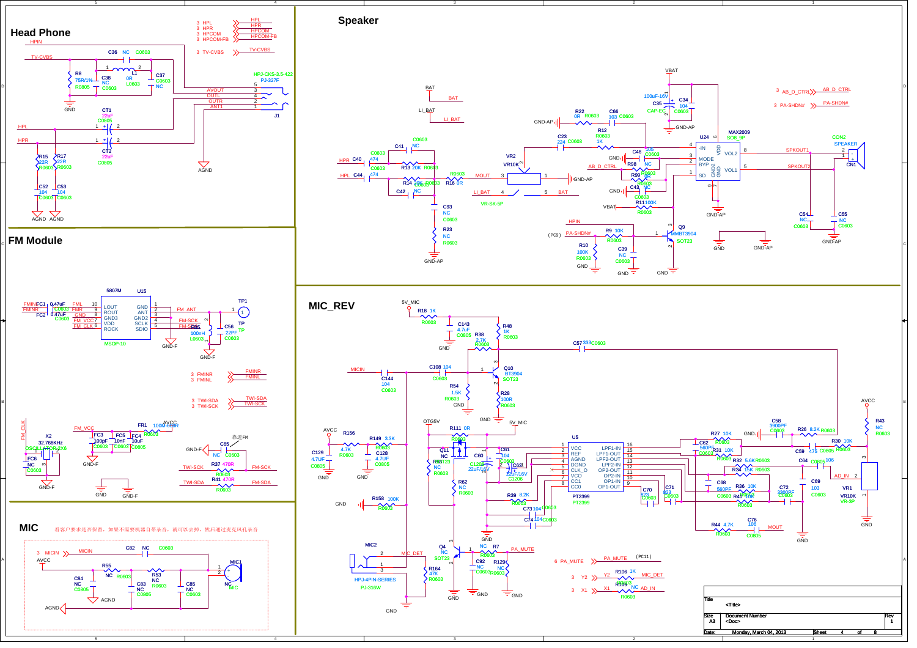## Head Phone

HPIN

TV-CVBS

C36 NC C0603

R8 75R/1% R0805

C38 NC C0603

L1 0R L0603

C37 C0603 NC

HPJ-CKS-3.5-422 PJ-327F

AVOUT 3
OUTL 4
OUTR 2
ANT1 1

J1

CT1 22uF C0805

CT2 22uF C0805

R15 22R R0603

R17 22R R0603

C52 104 C0603

C53 104 C0603

AGND AGND GND AGND

3 HPL
3 HPR
3 HPCOM
3 HPCOM-FB

3 TV-CVBS

## Speaker

BAT
LI_BAT

C40 474 C0603
C44 474 C0603
C41 NC C0603
C42 NC
R13 20K R0603
R14 20K R0603
R16 0R R0603

MOUT

VR2 VR10K
VR-SK-5P

C93 NC C0603
R23 NC R0603

GND-AP

C35 100uF-16V CAP-EC
C34 104 C0603
VBAT
R22 0R R0603
C66 103 C0603
C23 224 C0603
R12 R0603 1K
C46 105 C0603
R98 NC
R99 R0603 NC
C43 NC C0603
R11 100K R0603

U24 MAX2009 SO8_9P

-IN, MODE, BYP, SD, VDD, VOL2, VOL1, GND2, GND

AB_D_CTRL
PA-SHDN#

SPKOUT1
SPKOUT2

CON2 SPEAKER CN1

C54 NC C0603
C55 NC C0603

HPIN
(PC9) PA-SHDN#
R9 10K R0603
R10 100K R0603
C39 NC C0603
Q9 MMBT3904 SOT23

## FM Module

5807M U15

LOUT, ROUT, GND3, VDD, ROCK, GND, ANT, GND2, SCLK, SDIO

MSOP-10

FMINL FC1 0.47uF C0603
FMINR FC2 0.47uF C0603

FM_ANT
FM-SCK
FM-SDA

TP1 TP

FL5 100nH L0603
C56 22PF C0603

3 FMINR
3 FMINL

3 TWI-SDA
3 TWI-SCK

X2 32.768KHz OSCILLATOR-2X6
FC6 NC C0603

FM_VCC
FC3 100pF C0603
FC5 10nF C0603
FC4 10uF C0805
FR1 100M-0603R
AVCC

靠近FM

C65 NC C0603

R37 470R R0603
R41 470R R0603

TWI-SCK FM-SCK
TWI-SDA FM-SDA

## MIC

看客户要求是否保留，如果不需要机器自带录音，就可以去掉，然后通过麦克风孔录音

3 MICIN

C82 NC C0603
R55 NC R0603
R53 NC R0603
C84 NC C0805
C83 NC C0805
C85 NC C0603

MIC1 NC MIC

AVCC
AGND

## MIC_REV

5V_MIC

R18 1K R0603
C143 4.7uF C0805
R48 1K R0603
R38 2.7K R0603
C57 333 C0603

MICIN
C144 104 C0603
C108 104 C0603
Q10 BT3904 SOT23
R54 1.5K R0603
R28 100R R0603

OTG5V
R111 0R R0603
Q11 NC SOT23
R56 NC R0603
C60 C1206 22uF/16V
C61 104 C0603
C63 22uF/16V C1206
R62 NC R0603

AVCC
R156 4.7K R0603
R149 3.3K R0603
C129 4.7UF C0805
C128 4.7UF C0805

R158 100K R0603

U5 PT2399

VCC, REF, AGND, DGND, CLK_O, VCO, CC1, CC0, LPF1-IN, LPF1-OUT, LPF2-OUT, LPF2-IN, OP2-OUT, OP2-IN, OP1-IN, OP1-OUT

R39 8.2K R0603
C73 104 C0603
C74 104 C0603
C70 823 C0603
C71 823 C0603

R27 10K R0603
C62 560PF C0603
R31 10K R0603
R32 5.6K R0603
R34 15K R0603
C68 560PF C0603
R36 10K R0603
R40 10K R0603
C58 3900PF C0603
R26 8.2K R0603
C59 475 C0805
R30 10K R0603
C64 C0805 106
C72 3300PF C0603
C69 103 C0603
R44 4.7K R0603
C76 106 C0805
MOUT

AVCC
R43 NC R0603
VR1 VR10K VR-3P
AD_IN

MIC2 HPJ-4PIN-SERIES PJ-316W
MIC_DET
R164 47K R0603

Q4 NC SOT23
R7 NC R0603
R129 NC R0603
C92 NC C0603
PA_MUTE

6 PA_MUTE (PC11)
3 Y2 R106 1K R0603 MIC_DET
3 X1 R119 NC R0603 AD_IN

| Title | <Title> | |
|---|---|---|
| Size A3 | Document Number <Doc> | Rev 1 |
| Date: Monday, March 04, 2013 | Sheet 4 of 8 | |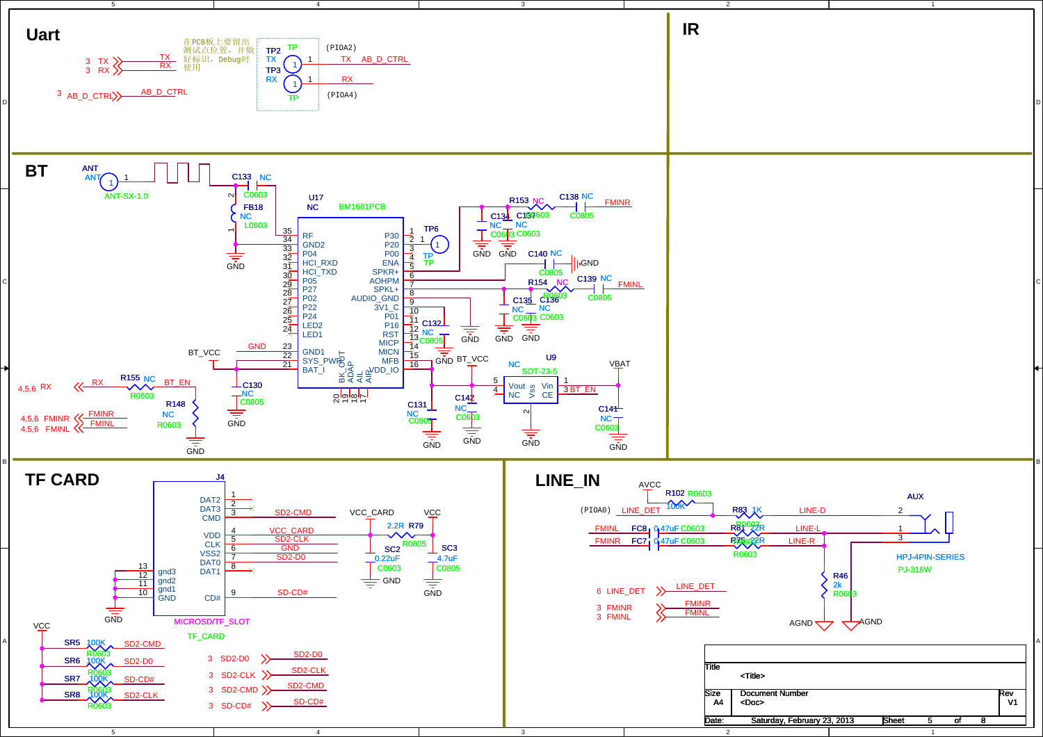## Uart

3 TX — TX
3 RX — RX
3 AB_D_CTRL — AB_D_CTRL

在PCB板上要留出测试点位置，并做好标识，Debug时使用

TP2 TP TX 1 — TX (PIOA2) AB_D_CTRL
TP3 RX 1 — RX (PIOA4)
TP

## IR

## BT

ANT ANT 1 ANT-SX-1.0

C133 NC C0603
FB18 NC L0603
GND

U17 NC BM1681PCB

| Pin | Name | Name | Pin |
|---|---|---|---|
| 35 | RF | P30 | 1 |
| 34 | GND2 | P20 | 2 |
| 33 | P04 | P00 | 3 |
| 32 | HCI_RXD | ENA | 4 |
| 31 | HCI_TXD | SPKR+ | 5 |
| 30 | P05 | AOHPM | 6 |
| 29 | P27 | SPKL+ | 7 |
| 28 | P02 | AUDIO_GND | 8 |
| 27 | P22 | 3V1_C | 9 |
| 26 | P24 | P01 | 10 |
| 25 | LED2 | P16 | 11 |
| 24 | LED1 | RST | 12 |
| 23 | GND1 | MICP | 13 |
| 22 | SYS_PWR | MICN | 14 |
| 21 | BAT_I | MFB | 15 |
| | | VDD_IO | 16 |

20 BK_OUT, 19 ADAP, 18 AIL, 17 AIR

TP6 TP 1

R153 NC R0603, C138 NC C0805 — FMINR
C134 NC C0603, C137 NC C0603, GND GND
C140 NC C0805 GND
R154 NC R0603, C139 NC C0805 — FMINL
C135 NC C0603, C136 NC C0603, GND GND
C132 NC C0805 GND
GND

BT_VCC, GND
C130 NC C0805 GND
C131 NC C0805 GND
C142 NC C0603 GND

U9 NC SOT-23-5: 5 Vout, 4 NC, 2 Vss, 1 Vin, 3 CE — BT_EN
VBAT, C141 NC C0603 GND

4,5,6 RX — RX
R155 NC R0603 — BT_EN
R148 NC R0603 GND
4,5,6 FMINR — FMINR
4,5,6 FMINL — FMINL

## TF CARD

J4 MICROSD/TF_SLOT TF_CARD

| Pin | Name | Net |
|---|---|---|
| 1 | DAT2 | |
| 2 | DAT3 | |
| 3 | CMD | SD2-CMD |
| 4 | VDD | VCC_CARD |
| 5 | CLK | SD2-CLK |
| 6 | VSS2 | GND |
| 7 | DAT0 | SD2-D0 |
| 8 | DAT1 | |
| 9 | CD# | SD-CD# |
| 13 | gnd3 | GND |
| 12 | gnd2 | GND |
| 11 | gnd1 | GND |
| 10 | GND | GND |

VCC_CARD — R79 2.2R R0805 — VCC
SC2 0.22uF C0603 GND
SC3 4.7uF C0805 GND

VCC
SR5 100K R0603 SD2-CMD
SR6 100K R0603 SD2-D0
SR7 100K R0603 SD-CD#
SR8 100K R0603 SD2-CLK

3 SD2-D0 — SD2-D0
3 SD2-CLK — SD2-CLK
3 SD2-CMD — SD2-CMD
3 SD-CD# — SD-CD#

## LINE_IN

AVCC, R102 R0603 100K
(PIOA0) LINE_DET
R83 1K R0603 LINE-D
FMINL FC8 0.47uF C0603 — R81 22R — LINE-L
FMINR FC7 0.47uF C0603 — R75 22R R0603 — LINE-R
R46 2k R0603 AGND
AUX HPJ-4PIN-SERIES PJ-316W (2, 1, 3) AGND

6 LINE_DET — LINE_DET
3 FMINR — FMINR
3 FMINL — FMINL

| | | |
|---|---|---|
| Title | <Title> | |
| Size A4 | Document Number <Doc> | Rev V1 |
| Date: Saturday, February 23, 2013 | Sheet 5 of 8 | |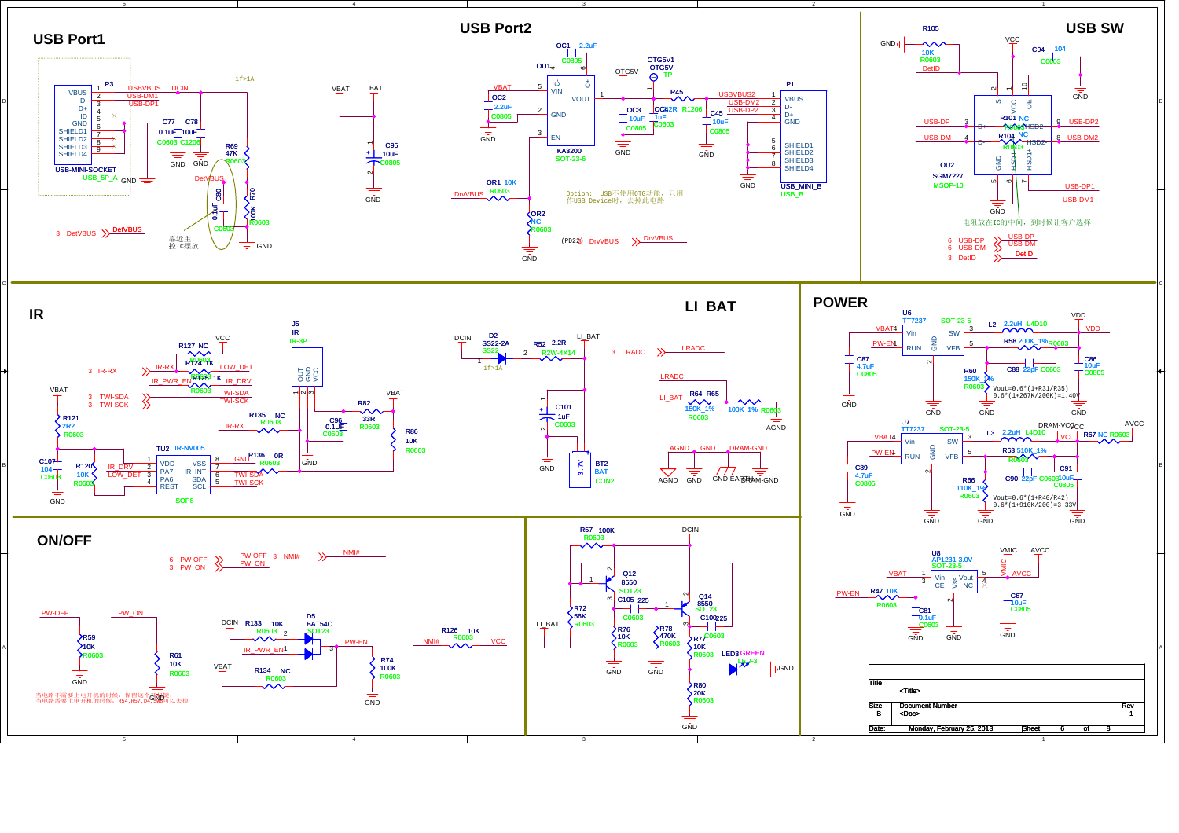## USB Port1

P3: VBUS 1 USBVBUS, D- 2 USB-DM1, D+ 3 USB-DP1, ID 4, GND 5, SHIELD1 6, SHIELD2 7, SHIELD3 8, SHIELD4 9

USB-MINI-SOCKET
USB_5P_A

DCIN, if>1A

C77 0.1uF C0603, C78 10uF C1206

R69 47K R0603, R70 100K R0603, C80 0.1uF C0603

DetVBUS

3 DetVBUS

靠近主控IC摆放

## USB Port2

OC1 2.2uF C0805

OU1: VIN, GND, EN, VOUT

KA3200
SOT-23-6

OC2 2.2uF C0805

OTG5V, OTG5V1, OTG5V TP

R45 2R2 R1206

OC3 10uF C0805, OC4 1uF C0603, C45 10uF C0805

USBVBUS2, USB-DM2, USB-DP2

P1: VBUS, D-, D+, GND, SHIELD1, SHIELD2, SHIELD3, SHIELD4

USB_MINI_B
USB_B

OR1 10K R0603, OR2 NC R0603

DrvVBUS

Option: USB不使用OTG功能，只用作USB Device时，去掉此电路

(PD22) DrvVBUS

## USB SW

R105 10K R0603, DetID

C94 104 C0603

OU2 SGM7227 MSOP-10

R101 NC, R104 NC R0603

USB-DP, USB-DM, USB-DP2, USB-DM2, USB-DP1, USB-DM1

HSD1+, HSD1-, HSD2+, HSD2-

电阻放在IC的中间，到时候让客户选择

6 USB-DP, 6 USB-DM, 3 DetID

## IR

3 IR-RX, 3 TWI-SDA, 3 TWI-SCK

R127 NC, R124 1K, R125 1K

LOW_DET, IR_DRV, IR_PWR_EN

J5 IR IR-3P: OUT, GND, VCC

R121 2R2 R0603, C107 104 C0603, R120 10K R0603

TU2 IR-NV005: VDD, PA7, PA6, REST, VSS, IR_INT, SDA, SCL

SOP8

R135 NC R0603, R136 0R R0603, C96 0.1UF C0603, R82 33R R0603, R86 10K R0603

## LI BAT

D2 SS22-2A SS22, if>1A

R52 2.2R R2W-4X14

C101 1uF C0603

BT2 BAT CON2, 3.7V

3 LRADC

R64 R65 150K_1% R0603, 100K_1% R0603

AGND, GND, DRAM-GND, GND-EARTH

## POWER

U6 TT7237 SOT-23-5, L2 2.2uH L4D10, R58 200K_1% R0603, C86 10uF C0805, C87 4.7uF C0805, R60 150K_1% R0603, C88 22pF C0603

Vout=0.6*(1+R31/R35)
0.6*(1+267K/200K)=1.40V

U7 TT7237 SOT-23-5, L3 2.2uH L4D10, R67 NC R0603, R63 510K_1% R0603, C89 4.7uF C0805, R66 110K_1% R0603, C90 22pF C0603, C91 10uF C0805

Vout=0.6*(1+R40/R42)
0.6*(1+910K/200)=3.33V

U8 AP1231-3.0V SOT-23-5, R47 10K R0603, C81 0.1uF C0603, C67 10uF C0805

VMIC, AVCC, VBAT, PW-EN

## ON/OFF

6 PW-OFF, 3 PW_ON, 3 NMI#

R59 10K R0603, R61 10K R0603

R133 10K R0603, D5 BAT54C SOT23, R134 NC R0603, R74 100K R0603, R126 10K R0603

当电路不需要上电开机的时候，保留这个电路。
当电路需要上电开机的时候，R54,R57,D4,Q8可以去掉

R57 100K R0603, Q12 8550 SOT23, C105 225 C0603, Q14 8550 SOT23, C100 225 C0603, R72 56K R0603, R76 10K R0603, R78 470K R0603, R77 10K R0603, R80 20K R0603

LED3 GREEN LED-3

| Title | <Title> | |
|---|---|---|
| Size B | Document Number <Doc> | Rev 1 |
| Date: Monday, February 25, 2013 | Sheet 6 of 8 | |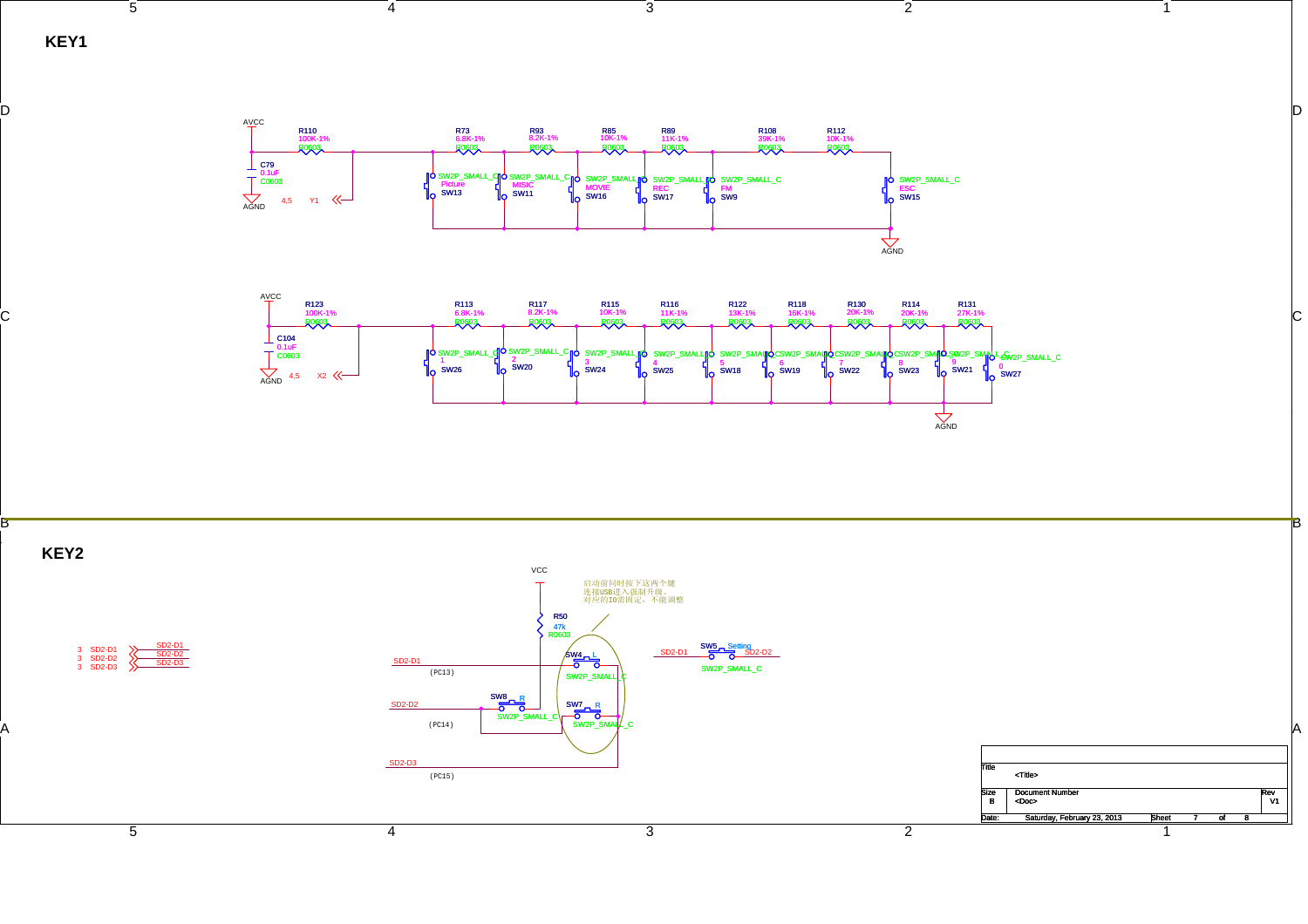## KEY1

AVCC

R110 100K-1% R0603

C79 0.1uF C0603

AGND

4,5 Y1

R73 6.8K-1% R0603

R93 8.2K-1% R0603

R85 10K-1% R0603

R89 11K-1% R0603

R108 39K-1% R0603

R112 10K-1% R0603

SW2P_SMALL_C Picture SW13

SW2P_SMALL_C MISIC SW11

SW2P_SMALL_C MOVIE SW16

SW2P_SMALL_C REC SW17

SW2P_SMALL_C FM SW9

SW2P_SMALL_C ESC SW15

AGND

AVCC

R123 100K-1% R0603

C104 0.1uF C0603

AGND

4,5 X2

R113 6.8K-1% R0603

R117 8.2K-1% R0603

R115 10K-1% R0603

R116 11K-1% R0603

R122 13K-1% R0603

R118 16K-1% R0603

R130 20K-1% R0603

R114 20K-1% R0603

R131 27K-1% R0603

SW2P_SMALL_C 1 SW26

SW2P_SMALL_C 2 SW20

SW2P_SMALL_C 3 SW24

SW2P_SMALL_C 4 SW25

SW2P_SMALL_C 5 SW18

SW2P_SMALL_C 6 SW19

SW2P_SMALL_C 7 SW22

SW2P_SMALL_C 8 SW23

SW2P_SMALL_C 9 SW21

SW2P_SMALL_C 0 SW27

AGND

## KEY2

3 SD2-D1 SD2-D1

3 SD2-D2 SD2-D2

3 SD2-D3 SD2-D3

VCC

R50 47k R0603

启动前同时按下这两个键
连接USB进入强制升级。
对应的IO需固定，不能调整

SD2-D1 (PC13)

SW4 L SW2P_SMALL_C

SD2-D2 (PC14)

SW8 R SW2P_SMALL_C

SW7 R SW2P_SMALL_C

SD2-D3 (PC15)

SD2-D1 SW5 Setting SD2-D2

SW2P_SMALL_C

| | | |
|---|---|---|
| Title | <Title> | |
| Size B | Document Number <Doc> | Rev V1 |
| Date: Saturday, February 23, 2013 | Sheet 7 of 8 | |